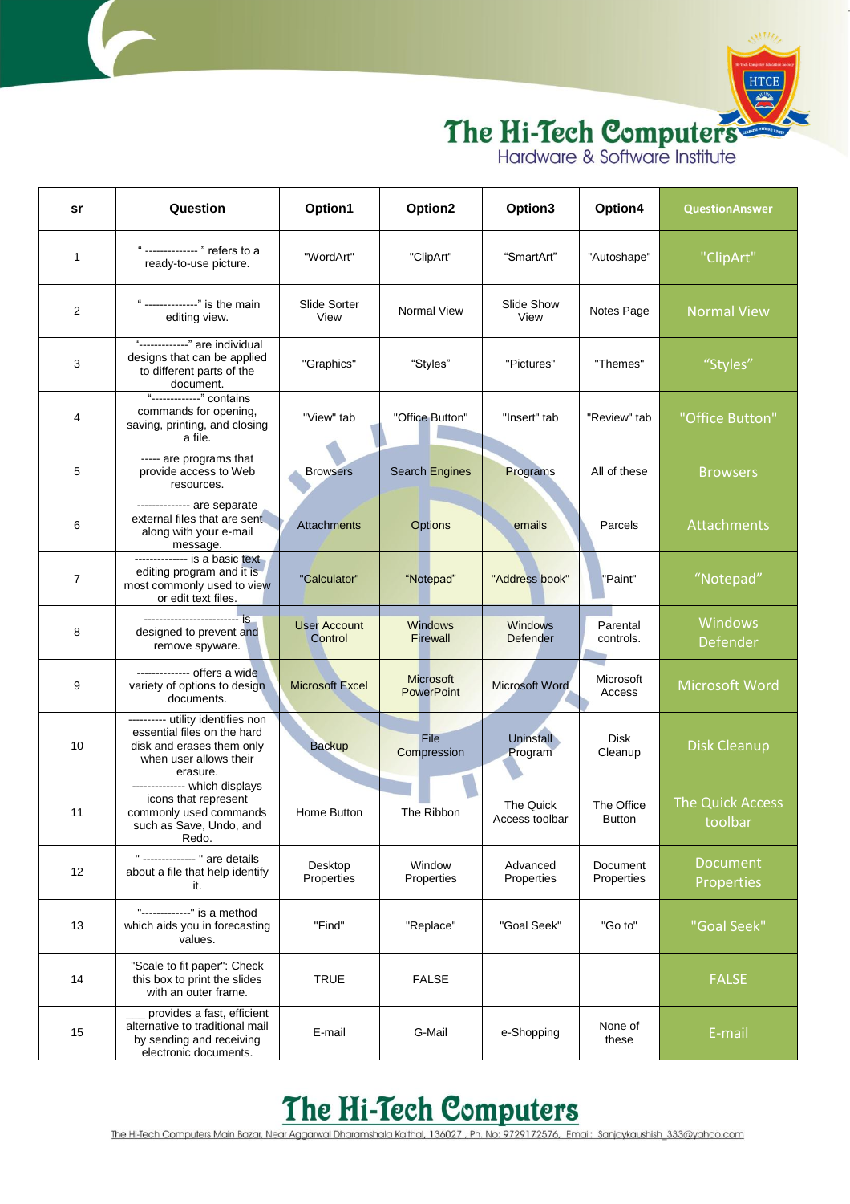# The Hi-Tech Computers

Hardware & Software Institute

| sr | Question | Option1 | Option2 | Option3 | Option4 | QuestionAnswer |
|---|---|---|---|---|---|---|
| 1 | " -------------- " refers to a ready-to-use picture. | "WordArt" | "ClipArt" | "SmartArt" | "Autoshape" | "ClipArt" |
| 2 | " --------------" is the main editing view. | Slide Sorter View | Normal View | Slide Show View | Notes Page | Normal View |
| 3 | "-------------" are individual designs that can be applied to different parts of the document. | "Graphics" | "Styles" | "Pictures" | "Themes" | "Styles" |
| 4 | "-------------" contains commands for opening, saving, printing, and closing a file. | "View" tab | "Office Button" | "Insert" tab | "Review" tab | "Office Button" |
| 5 | ----- are programs that provide access to Web resources. | Browsers | Search Engines | Programs | All of these | Browsers |
| 6 | -------------- are separate external files that are sent along with your e-mail message. | Attachments | Options | emails | Parcels | Attachments |
| 7 | -------------- is a basic text editing program and it is most commonly used to view or edit text files. | "Calculator" | "Notepad" | "Address book" | "Paint" | "Notepad" |
| 8 | ------------------------- is designed to prevent and remove spyware. | User Account Control | Windows Firewall | Windows Defender | Parental controls. | Windows Defender |
| 9 | -------------- offers a wide variety of options to design documents. | Microsoft Excel | Microsoft PowerPoint | Microsoft Word | Microsoft Access | Microsoft Word |
| 10 | ---------- utility identifies non essential files on the hard disk and erases them only when user allows their erasure. | Backup | File Compression | Uninstall Program | Disk Cleanup | Disk Cleanup |
| 11 | -------------- which displays icons that represent commonly used commands such as Save, Undo, and Redo. | Home Button | The Ribbon | The Quick Access toolbar | The Office Button | The Quick Access toolbar |
| 12 | " -------------- " are details about a file that help identify it. | Desktop Properties | Window Properties | Advanced Properties | Document Properties | Document Properties |
| 13 | "-------------" is a method which aids you in forecasting values. | "Find" | "Replace" | "Goal Seek" | "Go to" | "Goal Seek" |
| 14 | "Scale to fit paper": Check this box to print the slides with an outer frame. | TRUE | FALSE | | | FALSE |
| 15 | ___ provides a fast, efficient alternative to traditional mail by sending and receiving electronic documents. | E-mail | G-Mail | e-Shopping | None of these | E-mail |

# The Hi-Tech Computers

The Hi-Tech Computers Main Bazar, Near Aggarwal Dharamshala Kaithal, 136027 , Ph. No: 9729172576, Email: Sanjaykaushish_333@yahoo.com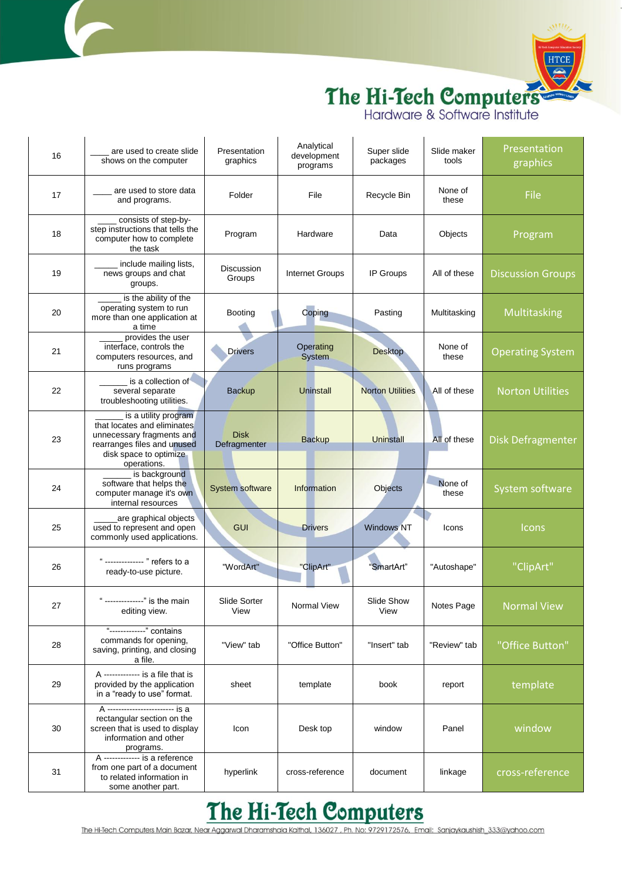| 16 | ____ are used to create slide shows on the computer | Presentation graphics | Analytical development programs | Super slide packages | Slide maker tools | Presentation graphics |
|---|---|---|---|---|---|---|
| 17 | ____ are used to store data and programs. | Folder | File | Recycle Bin | None of these | File |
| 18 | ____ consists of step-by-step instructions that tells the computer how to complete the task | Program | Hardware | Data | Objects | Program |
| 19 | _____ include mailing lists, news groups and chat groups. | Discussion Groups | Internet Groups | IP Groups | All of these | Discussion Groups |
| 20 | _____ is the ability of the operating system to run more than one application at a time | Booting | Coping | Pasting | Multitasking | Multitasking |
| 21 | _____ provides the user interface, controls the computers resources, and runs programs | Drivers | Operating System | Desktop | None of these | Operating System |
| 22 | ______ is a collection of several separate troubleshooting utilities. | Backup | Uninstall | Norton Utilities | All of these | Norton Utilities |
| 23 | ______ is a utility program that locates and eliminates unnecessary fragments and rearranges files and unused disk space to optimize operations. | Disk Defragmenter | Backup | Uninstall | All of these | Disk Defragmenter |
| 24 | ______ is background software that helps the computer manage it's own internal resources | System software | Information | Objects | None of these | System software |
| 25 | _____are graphical objects used to represent and open commonly used applications. | GUI | Drivers | Windows NT | Icons | Icons |
| 26 | " ------------- " refers to a ready-to-use picture. | "WordArt" | "ClipArt" | "SmartArt" | "Autoshape" | "ClipArt" |
| 27 | " -------------" is the main editing view. | Slide Sorter View | Normal View | Slide Show View | Notes Page | Normal View |
| 28 | "------------" contains commands for opening, saving, printing, and closing a file. | "View" tab | "Office Button" | "Insert" tab | "Review" tab | "Office Button" |
| 29 | A ------------ is a file that is provided by the application in a "ready to use" format. | sheet | template | book | report | template |
| 30 | A ----------------------- is a rectangular section on the screen that is used to display information and other programs. | Icon | Desk top | window | Panel | window |
| 31 | A ------------ is a reference from one part of a document to related information in some another part. | hyperlink | cross-reference | document | linkage | cross-reference |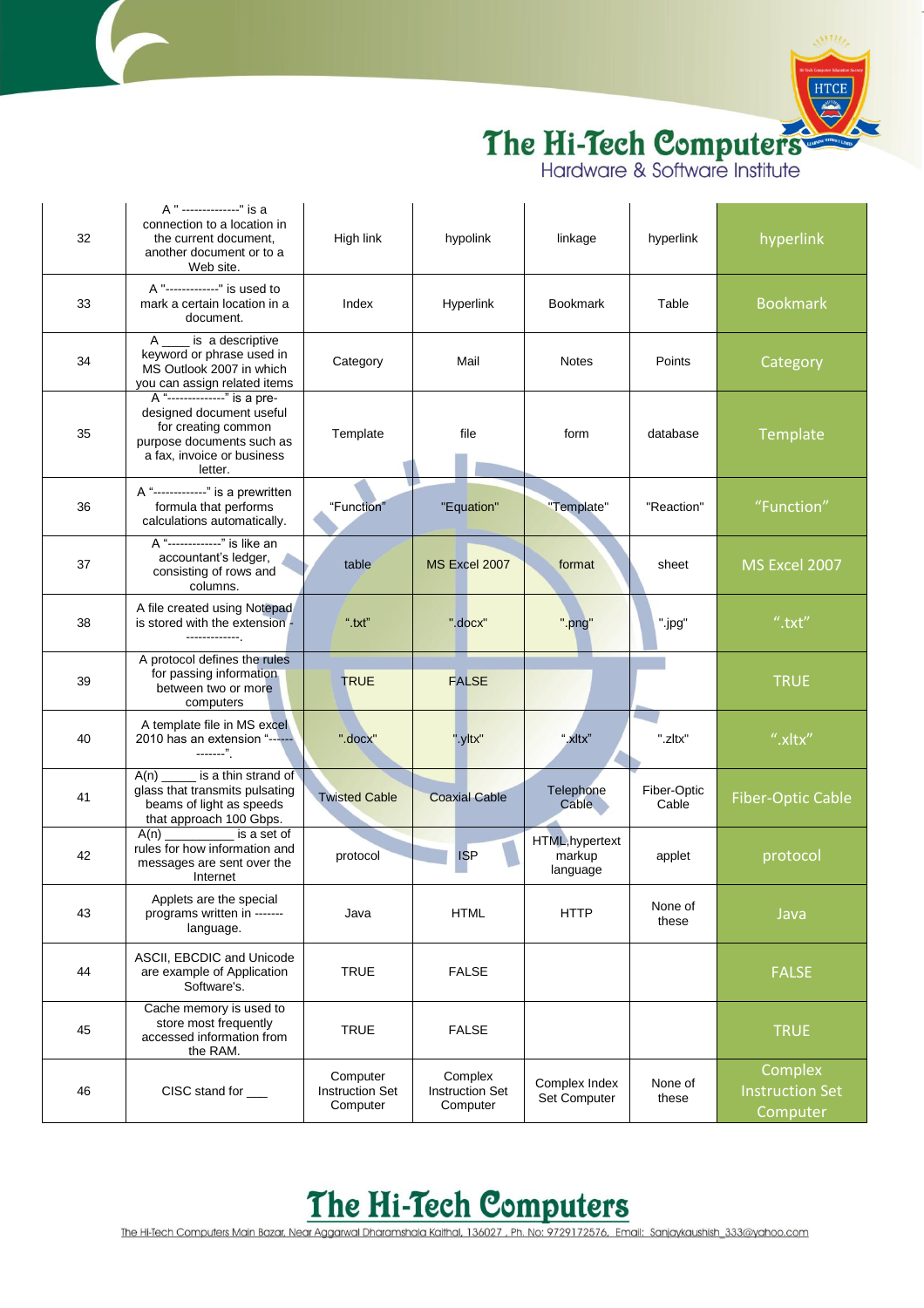| 32 | A " --------------" is a connection to a location in the current document, another document or to a Web site. | High link | hypolink | linkage | hyperlink | hyperlink |
|---|---|---|---|---|---|---|
| 33 | A "-------------" is used to mark a certain location in a document. | Index | Hyperlink | Bookmark | Table | Bookmark |
| 34 | A ____ is a descriptive keyword or phrase used in MS Outlook 2007 in which you can assign related items | Category | Mail | Notes | Points | Category |
| 35 | A "--------------" is a pre-designed document useful for creating common purpose documents such as a fax, invoice or business letter. | Template | file | form | database | Template |
| 36 | A "-------------" is a prewritten formula that performs calculations automatically. | "Function" | "Equation" | "Template" | "Reaction" | "Function" |
| 37 | A "-------------" is like an accountant's ledger, consisting of rows and columns. | table | MS Excel 2007 | format | sheet | MS Excel 2007 |
| 38 | A file created using Notepad is stored with the extension -------------. | ".txt" | ".docx" | ".png" | ".jpg" | ".txt" |
| 39 | A protocol defines the rules for passing information between two or more computers | TRUE | FALSE | | | TRUE |
| 40 | A template file in MS excel 2010 has an extension "-------------". | ".docx" | ".yltx" | ".xltx" | ".zltx" | ".xltx" |
| 41 | A(n) _____ is a thin strand of glass that transmits pulsating beams of light as speeds that approach 100 Gbps. | Twisted Cable | Coaxial Cable | Telephone Cable | Fiber-Optic Cable | Fiber-Optic Cable |
| 42 | A(n) _________ is a set of rules for how information and messages are sent over the Internet | protocol | ISP | HTML,hypertext markup language | applet | protocol |
| 43 | Applets are the special programs written in ------- language. | Java | HTML | HTTP | None of these | Java |
| 44 | ASCII, EBCDIC and Unicode are example of Application Software's. | TRUE | FALSE | | | FALSE |
| 45 | Cache memory is used to store most frequently accessed information from the RAM. | TRUE | FALSE | | | TRUE |
| 46 | CISC stand for ___ | Computer Instruction Set Computer | Complex Instruction Set Computer | Complex Index Set Computer | None of these | Complex Instruction Set Computer |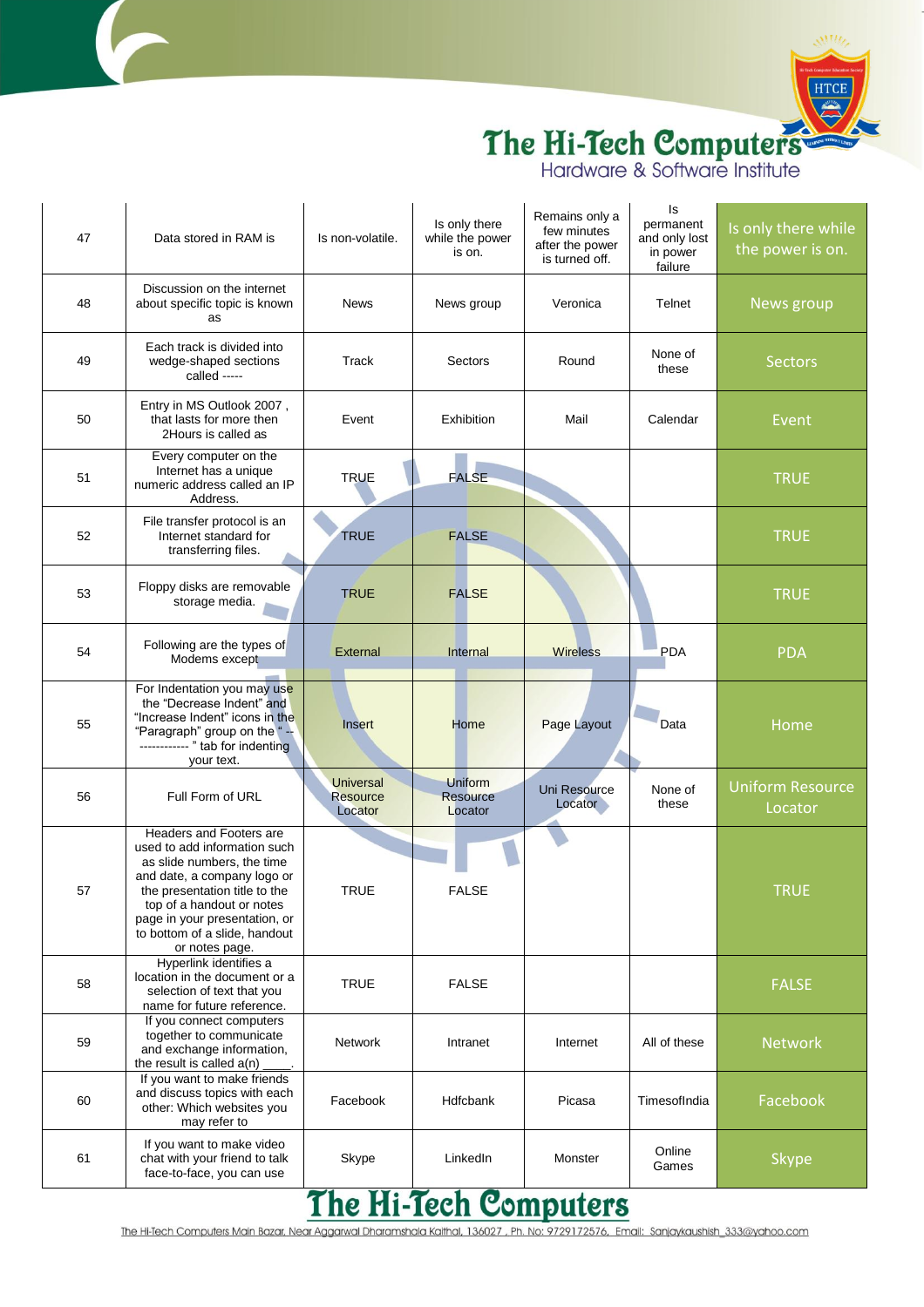| 47 | Data stored in RAM is | Is non-volatile. | Is only there while the power is on. | Remains only a few minutes after the power is turned off. | Is permanent and only lost in power failure | Is only there while the power is on. |
|---|---|---|---|---|---|---|
| 48 | Discussion on the internet about specific topic is known as | News | News group | Veronica | Telnet | News group |
| 49 | Each track is divided into wedge-shaped sections called ----- | Track | Sectors | Round | None of these | Sectors |
| 50 | Entry in MS Outlook 2007 , that lasts for more then 2Hours is called as | Event | Exhibition | Mail | Calendar | Event |
| 51 | Every computer on the Internet has a unique numeric address called an IP Address. | TRUE | FALSE | | | TRUE |
| 52 | File transfer protocol is an Internet standard for transferring files. | TRUE | FALSE | | | TRUE |
| 53 | Floppy disks are removable storage media. | TRUE | FALSE | | | TRUE |
| 54 | Following are the types of Modems except | External | Internal | Wireless | PDA | PDA |
| 55 | For Indentation you may use the "Decrease Indent" and "Increase Indent" icons in the "Paragraph" group on the " ------------- " tab for indenting your text. | Insert | Home | Page Layout | Data | Home |
| 56 | Full Form of URL | Universal Resource Locator | Uniform Resource Locator | Uni Resource Locator | None of these | Uniform Resource Locator |
| 57 | Headers and Footers are used to add information such as slide numbers, the time and date, a company logo or the presentation title to the top of a handout or notes page in your presentation, or to bottom of a slide, handout or notes page. | TRUE | FALSE | | | TRUE |
| 58 | Hyperlink identifies a location in the document or a selection of text that you name for future reference. | TRUE | FALSE | | | FALSE |
| 59 | If you connect computers together to communicate and exchange information, the result is called a(n) ____. | Network | Intranet | Internet | All of these | Network |
| 60 | If you want to make friends and discuss topics with each other: Which websites you may refer to | Facebook | Hdfcbank | Picasa | TimesofIndia | Facebook |
| 61 | If you want to make video chat with your friend to talk face-to-face, you can use | Skype | LinkedIn | Monster | Online Games | Skype |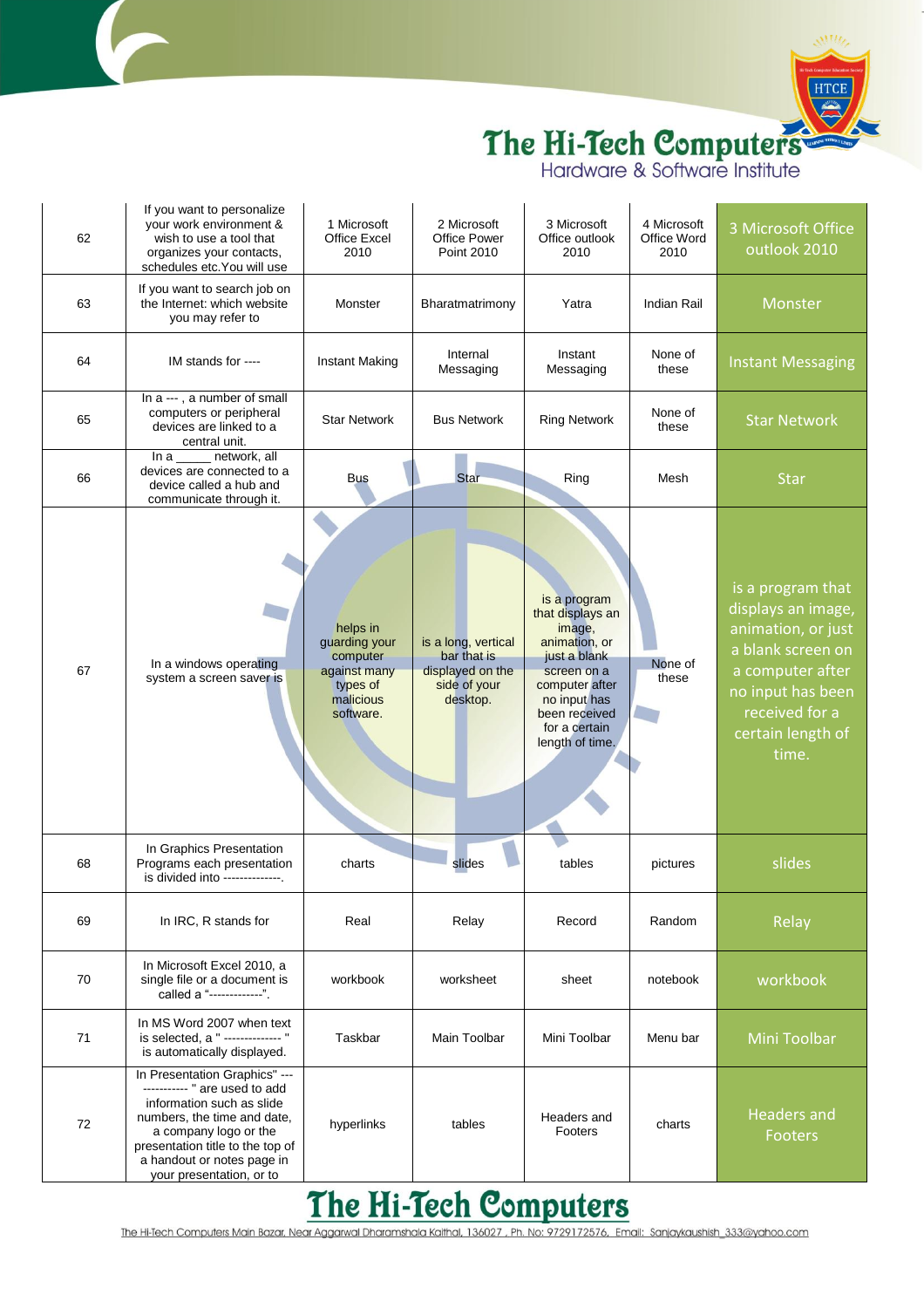| 62 | If you want to personalize your work environment & wish to use a tool that organizes your contacts, schedules etc.You will use | 1 Microsoft Office Excel 2010 | 2 Microsoft Office Power Point 2010 | 3 Microsoft Office outlook 2010 | 4 Microsoft Office Word 2010 | 3 Microsoft Office outlook 2010 |
|---|---|---|---|---|---|---|
| 63 | If you want to search job on the Internet: which website you may refer to | Monster | Bharatmatrimony | Yatra | Indian Rail | Monster |
| 64 | IM stands for ---- | Instant Making | Internal Messaging | Instant Messaging | None of these | Instant Messaging |
| 65 | In a --- , a number of small computers or peripheral devices are linked to a central unit. | Star Network | Bus Network | Ring Network | None of these | Star Network |
| 66 | In a _____ network, all devices are connected to a device called a hub and communicate through it. | Bus | Star | Ring | Mesh | Star |
| 67 | In a windows operating system a screen saver is | helps in guarding your computer against many types of malicious software. | is a long, vertical bar that is displayed on the side of your desktop. | is a program that displays an image, animation, or just a blank screen on a computer after no input has been received for a certain length of time. | None of these | is a program that displays an image, animation, or just a blank screen on a computer after no input has been received for a certain length of time. |
| 68 | In Graphics Presentation Programs each presentation is divided into --------------. | charts | slides | tables | pictures | slides |
| 69 | In IRC, R stands for | Real | Relay | Record | Random | Relay |
| 70 | In Microsoft Excel 2010, a single file or a document is called a "-------------". | workbook | worksheet | sheet | notebook | workbook |
| 71 | In MS Word 2007 when text is selected, a " -------------- " is automatically displayed. | Taskbar | Main Toolbar | Mini Toolbar | Menu bar | Mini Toolbar |
| 72 | In Presentation Graphics" ----------- " are used to add information such as slide numbers, the time and date, a company logo or the presentation title to the top of a handout or notes page in your presentation, or to | hyperlinks | tables | Headers and Footers | charts | Headers and Footers |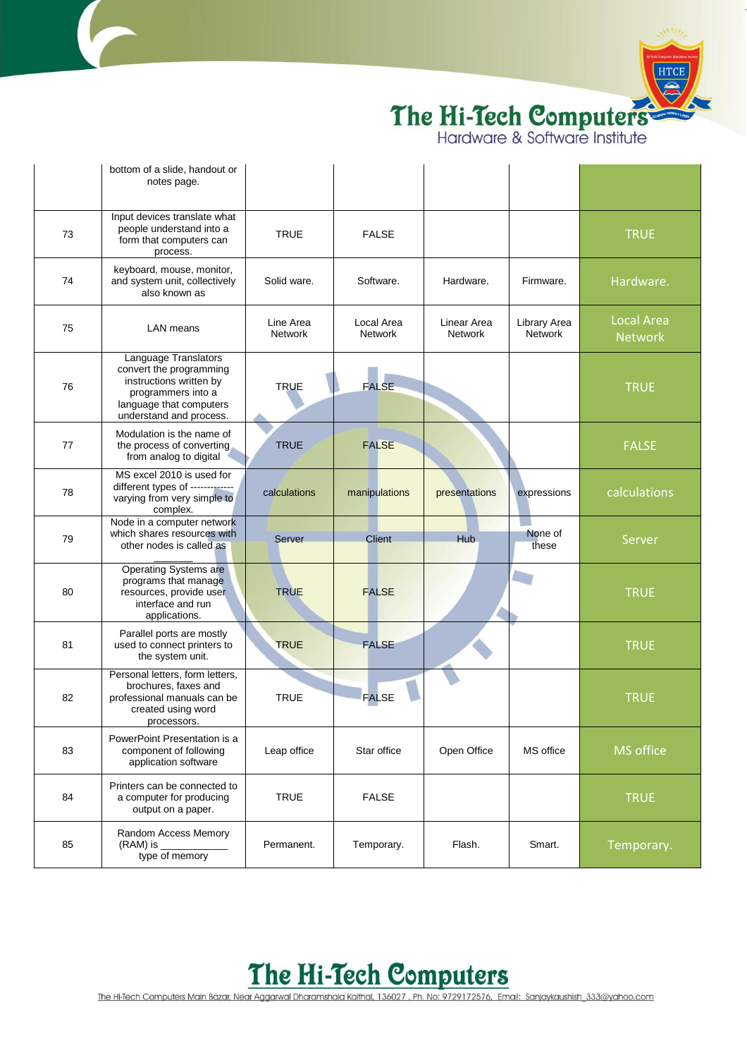|  | bottom of a slide, handout or notes page. |  |  |  |  |  |
|---|---|---|---|---|---|---|
| 73 | Input devices translate what people understand into a form that computers can process. | TRUE | FALSE |  |  | TRUE |
| 74 | keyboard, mouse, monitor, and system unit, collectively also known as | Solid ware. | Software. | Hardware. | Firmware. | Hardware. |
| 75 | LAN means | Line Area Network | Local Area Network | Linear Area Network | Library Area Network | Local Area Network |
| 76 | Language Translators convert the programming instructions written by programmers into a language that computers understand and process. | TRUE | FALSE |  |  | TRUE |
| 77 | Modulation is the name of the process of converting from analog to digital | TRUE | FALSE |  |  | FALSE |
| 78 | MS excel 2010 is used for different types of ------------ varying from very simple to complex. | calculations | manipulations | presentations | expressions | calculations |
| 79 | Node in a computer network which shares resources with other nodes is called as ______ | Server | Client | Hub | None of these | Server |
| 80 | Operating Systems are programs that manage resources, provide user interface and run applications. | TRUE | FALSE |  |  | TRUE |
| 81 | Parallel ports are mostly used to connect printers to the system unit. | TRUE | FALSE |  |  | TRUE |
| 82 | Personal letters, form letters, brochures, faxes and professional manuals can be created using word processors. | TRUE | FALSE |  |  | TRUE |
| 83 | PowerPoint Presentation is a component of following application software | Leap office | Star office | Open Office | MS office | MS office |
| 84 | Printers can be connected to a computer for producing output on a paper. | TRUE | FALSE |  |  | TRUE |
| 85 | Random Access Memory (RAM) is ___________ type of memory | Permanent. | Temporary. | Flash. | Smart. | Temporary. |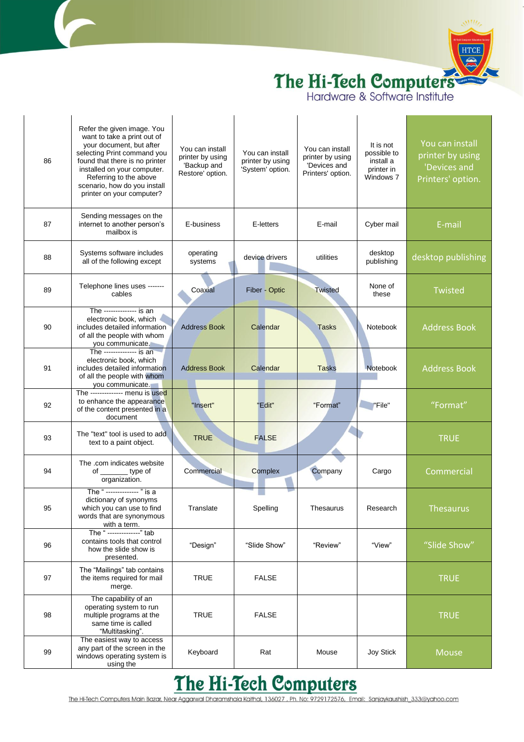| 86 | Refer the given image. You want to take a print out of your document, but after selecting Print command you found that there is no printer installed on your computer. Referring to the above scenario, how do you install printer on your computer? | You can install printer by using 'Backup and Restore' option. | You can install printer by using 'System' option. | You can install printer by using 'Devices and Printers' option. | It is not possible to install a printer in Windows 7 | You can install printer by using 'Devices and Printers' option. |
|---|---|---|---|---|---|---|
| 87 | Sending messages on the internet to another person's mailbox is | E-business | E-letters | E-mail | Cyber mail | E-mail |
| 88 | Systems software includes all of the following except | operating systems | device drivers | utilities | desktop publishing | desktop publishing |
| 89 | Telephone lines uses ------- cables | Coaxial | Fiber - Optic | Twisted | None of these | Twisted |
| 90 | The -------------- is an electronic book, which includes detailed information of all the people with whom you communicate. | Address Book | Calendar | Tasks | Notebook | Address Book |
| 91 | The -------------- is an electronic book, which includes detailed information of all the people with whom you communicate. | Address Book | Calendar | Tasks | Notebook | Address Book |
| 92 | The -------------- menu is used to enhance the appearance of the content presented in a document | "Insert" | "Edit" | "Format" | "File" | "Format" |
| 93 | The "text" tool is used to add text to a paint object. | TRUE | FALSE | | | TRUE |
| 94 | The .com indicates website of _______ type of organization. | Commercial | Complex | Company | Cargo | Commercial |
| 95 | The " -------------- " is a dictionary of synonyms which you can use to find words that are synonymous with a term. | Translate | Spelling | Thesaurus | Research | Thesaurus |
| 96 | The " --------------" tab contains tools that control how the slide show is presented. | "Design" | "Slide Show" | "Review" | "View" | "Slide Show" |
| 97 | The "Mailings" tab contains the items required for mail merge. | TRUE | FALSE | | | TRUE |
| 98 | The capability of an operating system to run multiple programs at the same time is called "Multitasking". | TRUE | FALSE | | | TRUE |
| 99 | The easiest way to access any part of the screen in the windows operating system is using the | Keyboard | Rat | Mouse | Joy Stick | Mouse |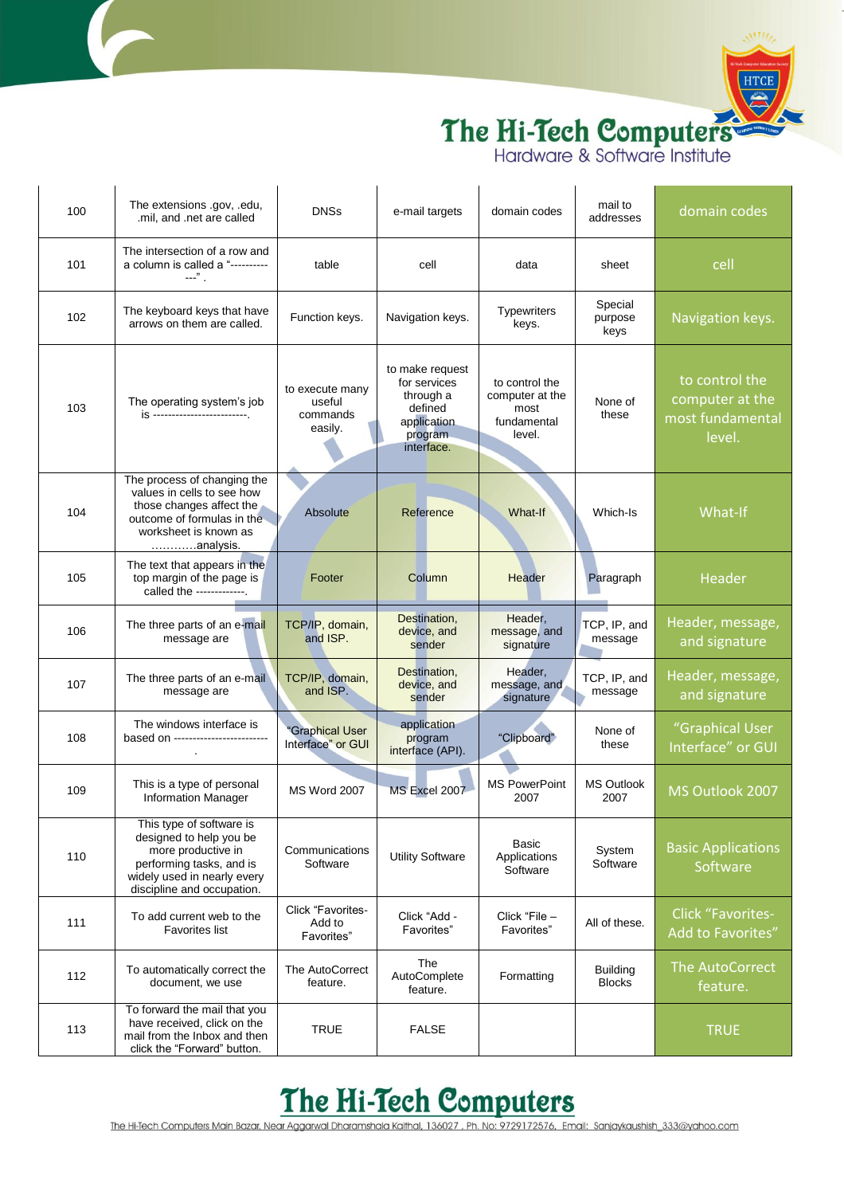| 100 | The extensions .gov, .edu, .mil, and .net are called | DNSs | e-mail targets | domain codes | mail to addresses | domain codes |
|---|---|---|---|---|---|---|
| 101 | The intersection of a row and a column is called a "-------------" . | table | cell | data | sheet | cell |
| 102 | The keyboard keys that have arrows on them are called. | Function keys. | Navigation keys. | Typewriters keys. | Special purpose keys | Navigation keys. |
| 103 | The operating system's job is -------------------------. | to execute many useful commands easily. | to make request for services through a defined application program interface. | to control the computer at the most fundamental level. | None of these | to control the computer at the most fundamental level. |
| 104 | The process of changing the values in cells to see how those changes affect the outcome of formulas in the worksheet is known as …………analysis. | Absolute | Reference | What-If | Which-Is | What-If |
| 105 | The text that appears in the top margin of the page is called the -------------. | Footer | Column | Header | Paragraph | Header |
| 106 | The three parts of an e-mail message are | TCP/IP, domain, and ISP. | Destination, device, and sender | Header, message, and signature | TCP, IP, and message | Header, message, and signature |
| 107 | The three parts of an e-mail message are | TCP/IP, domain, and ISP. | Destination, device, and sender | Header, message, and signature | TCP, IP, and message | Header, message, and signature |
| 108 | The windows interface is based on -------------------------. | "Graphical User Interface" or GUI | application program interface (API). | "Clipboard" | None of these | "Graphical User Interface" or GUI |
| 109 | This is a type of personal Information Manager | MS Word 2007 | MS Excel 2007 | MS PowerPoint 2007 | MS Outlook 2007 | MS Outlook 2007 |
| 110 | This type of software is designed to help you be more productive in performing tasks, and is widely used in nearly every discipline and occupation. | Communications Software | Utility Software | Basic Applications Software | System Software | Basic Applications Software |
| 111 | To add current web to the Favorites list | Click "Favorites-Add to Favorites" | Click "Add - Favorites" | Click "File – Favorites" | All of these. | Click "Favorites-Add to Favorites" |
| 112 | To automatically correct the document, we use | The AutoCorrect feature. | The AutoComplete feature. | Formatting | Building Blocks | The AutoCorrect feature. |
| 113 | To forward the mail that you have received, click on the mail from the Inbox and then click the "Forward" button. | TRUE | FALSE | | | TRUE |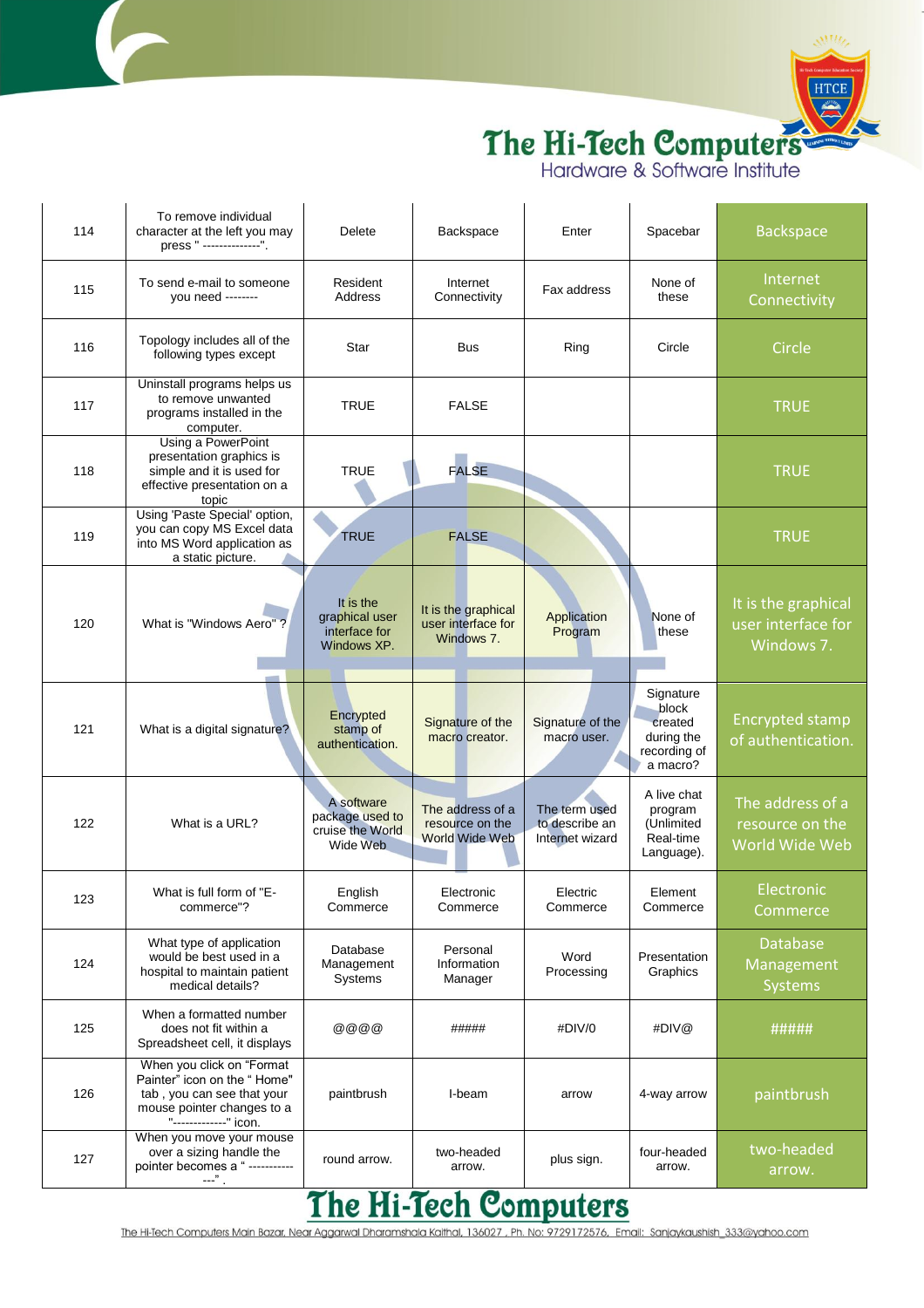| 114 | To remove individual character at the left you may press " --------------". | Delete | Backspace | Enter | Spacebar | Backspace |
|---|---|---|---|---|---|---|
| 115 | To send e-mail to someone you need -------- | Resident Address | Internet Connectivity | Fax address | None of these | Internet Connectivity |
| 116 | Topology includes all of the following types except | Star | Bus | Ring | Circle | Circle |
| 117 | Uninstall programs helps us to remove unwanted programs installed in the computer. | TRUE | FALSE | | | TRUE |
| 118 | Using a PowerPoint presentation graphics is simple and it is used for effective presentation on a topic | TRUE | FALSE | | | TRUE |
| 119 | Using 'Paste Special' option, you can copy MS Excel data into MS Word application as a static picture. | TRUE | FALSE | | | TRUE |
| 120 | What is "Windows Aero" ? | It is the graphical user interface for Windows XP. | It is the graphical user interface for Windows 7. | Application Program | None of these | It is the graphical user interface for Windows 7. |
| 121 | What is a digital signature? | Encrypted stamp of authentication. | Signature of the macro creator. | Signature of the macro user. | Signature block created during the recording of a macro? | Encrypted stamp of authentication. |
| 122 | What is a URL? | A software package used to cruise the World Wide Web | The address of a resource on the World Wide Web | The term used to describe an Internet wizard | A live chat program (Unlimited Real-time Language). | The address of a resource on the World Wide Web |
| 123 | What is full form of "E-commerce"? | English Commerce | Electronic Commerce | Electric Commerce | Element Commerce | Electronic Commerce |
| 124 | What type of application would be best used in a hospital to maintain patient medical details? | Database Management Systems | Personal Information Manager | Word Processing | Presentation Graphics | Database Management Systems |
| 125 | When a formatted number does not fit within a Spreadsheet cell, it displays | @@@@ | ##### | #DIV/0 | #DIV@ | ##### |
| 126 | When you click on "Format Painter" icon on the " Home" tab , you can see that your mouse pointer changes to a "-------------" icon. | paintbrush | I-beam | arrow | 4-way arrow | paintbrush |
| 127 | When you move your mouse over a sizing handle the pointer becomes a " -------------" . | round arrow. | two-headed arrow. | plus sign. | four-headed arrow. | two-headed arrow. |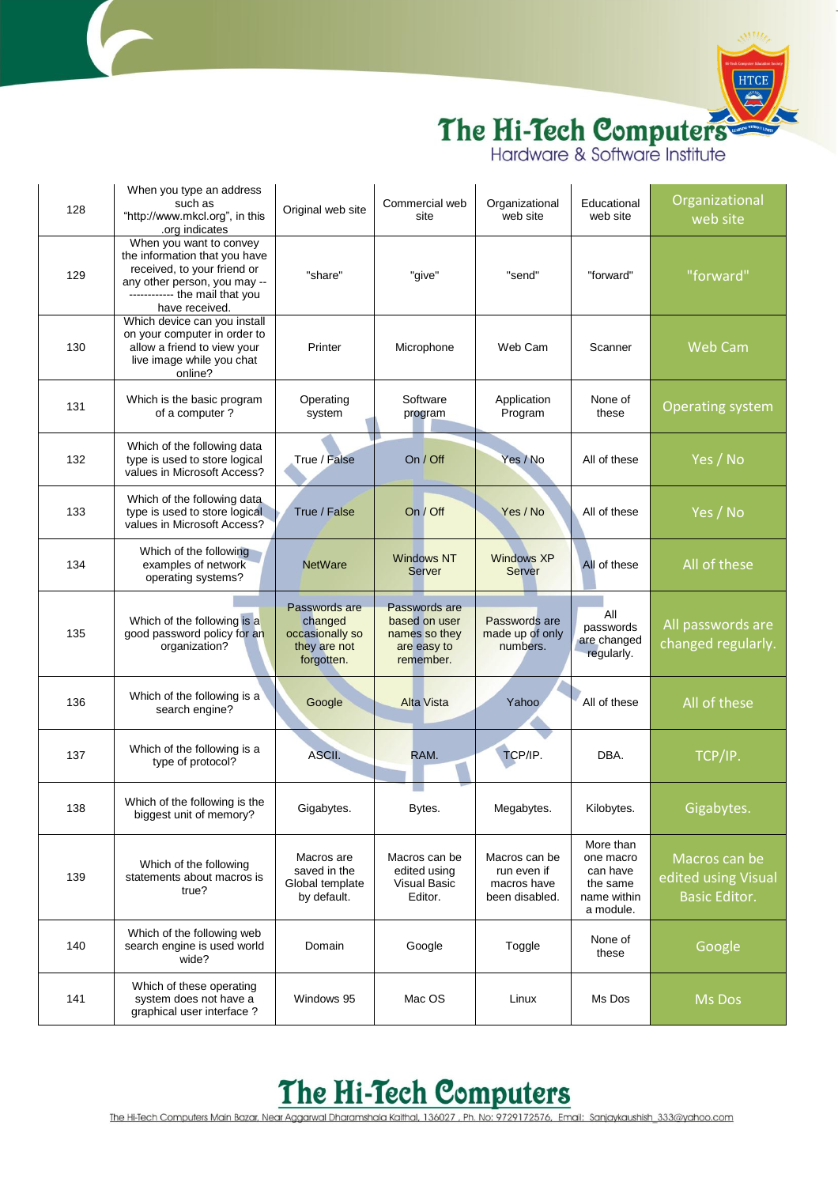| 128 | When you type an address such as "http://www.mkcl.org", in this .org indicates | Original web site | Commercial web site | Organizational web site | Educational web site | Organizational web site |
|---|---|---|---|---|---|---|
| 129 | When you want to convey the information that you have received, to your friend or any other person, you may ------------ the mail that you have received. | "share" | "give" | "send" | "forward" | "forward" |
| 130 | Which device can you install on your computer in order to allow a friend to view your live image while you chat online? | Printer | Microphone | Web Cam | Scanner | Web Cam |
| 131 | Which is the basic program of a computer ? | Operating system | Software program | Application Program | None of these | Operating system |
| 132 | Which of the following data type is used to store logical values in Microsoft Access? | True / False | On / Off | Yes / No | All of these | Yes / No |
| 133 | Which of the following data type is used to store logical values in Microsoft Access? | True / False | On / Off | Yes / No | All of these | Yes / No |
| 134 | Which of the following examples of network operating systems? | NetWare | Windows NT Server | Windows XP Server | All of these | All of these |
| 135 | Which of the following is a good password policy for an organization? | Passwords are changed occasionally so they are not forgotten. | Passwords are based on user names so they are easy to remember. | Passwords are made up of only numbers. | All passwords are changed regularly. | All passwords are changed regularly. |
| 136 | Which of the following is a search engine? | Google | Alta Vista | Yahoo | All of these | All of these |
| 137 | Which of the following is a type of protocol? | ASCII. | RAM. | TCP/IP. | DBA. | TCP/IP. |
| 138 | Which of the following is the biggest unit of memory? | Gigabytes. | Bytes. | Megabytes. | Kilobytes. | Gigabytes. |
| 139 | Which of the following statements about macros is true? | Macros are saved in the Global template by default. | Macros can be edited using Visual Basic Editor. | Macros can be run even if macros have been disabled. | More than one macro can have the same name within a module. | Macros can be edited using Visual Basic Editor. |
| 140 | Which of the following web search engine is used world wide? | Domain | Google | Toggle | None of these | Google |
| 141 | Which of these operating system does not have a graphical user interface ? | Windows 95 | Mac OS | Linux | Ms Dos | Ms Dos |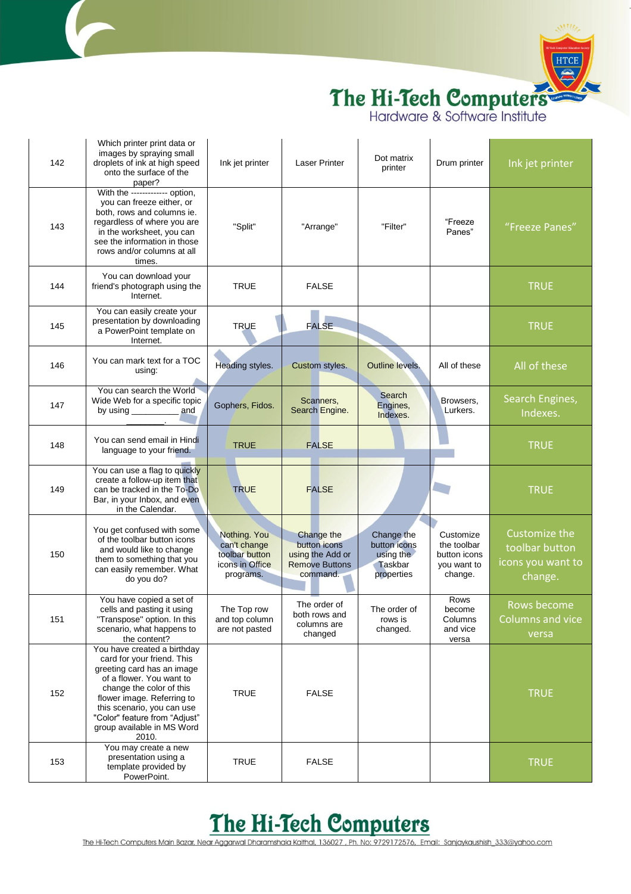| 142 | Which printer print data or images by spraying small droplets of ink at high speed onto the surface of the paper? | Ink jet printer | Laser Printer | Dot matrix printer | Drum printer | Ink jet printer |
|---|---|---|---|---|---|---|
| 143 | With the ------------ option, you can freeze either, or both, rows and columns ie. regardless of where you are in the worksheet, you can see the information in those rows and/or columns at all times. | "Split" | "Arrange" | "Filter" | "Freeze Panes" | "Freeze Panes" |
| 144 | You can download your friend's photograph using the Internet. | TRUE | FALSE | | | TRUE |
| 145 | You can easily create your presentation by downloading a PowerPoint template on Internet. | TRUE | FALSE | | | TRUE |
| 146 | You can mark text for a TOC using: | Heading styles. | Custom styles. | Outline levels. | All of these | All of these |
| 147 | You can search the World Wide Web for a specific topic by using __________ and ________. | Gophers, Fidos. | Scanners, Search Engine. | Search Engines, Indexes. | Browsers, Lurkers. | Search Engines, Indexes. |
| 148 | You can send email in Hindi language to your friend. | TRUE | FALSE | | | TRUE |
| 149 | You can use a flag to quickly create a follow-up item that can be tracked in the To-Do Bar, in your Inbox, and even in the Calendar. | TRUE | FALSE | | | TRUE |
| 150 | You get confused with some of the toolbar button icons and would like to change them to something that you can easily remember. What do you do? | Nothing. You can't change toolbar button icons in Office programs. | Change the button icons using the Add or Remove Buttons command. | Change the button icons using the Taskbar properties | Customize the toolbar button icons you want to change. | Customize the toolbar button icons you want to change. |
| 151 | You have copied a set of cells and pasting it using "Transpose" option. In this scenario, what happens to the content? | The Top row and top column are not pasted | The order of both rows and columns are changed | The order of rows is changed. | Rows become Columns and vice versa | Rows become Columns and vice versa |
| 152 | You have created a birthday card for your friend. This greeting card has an image of a flower. You want to change the color of this flower image. Referring to this scenario, you can use "Color" feature from "Adjust" group available in MS Word 2010. | TRUE | FALSE | | | TRUE |
| 153 | You may create a new presentation using a template provided by PowerPoint. | TRUE | FALSE | | | TRUE |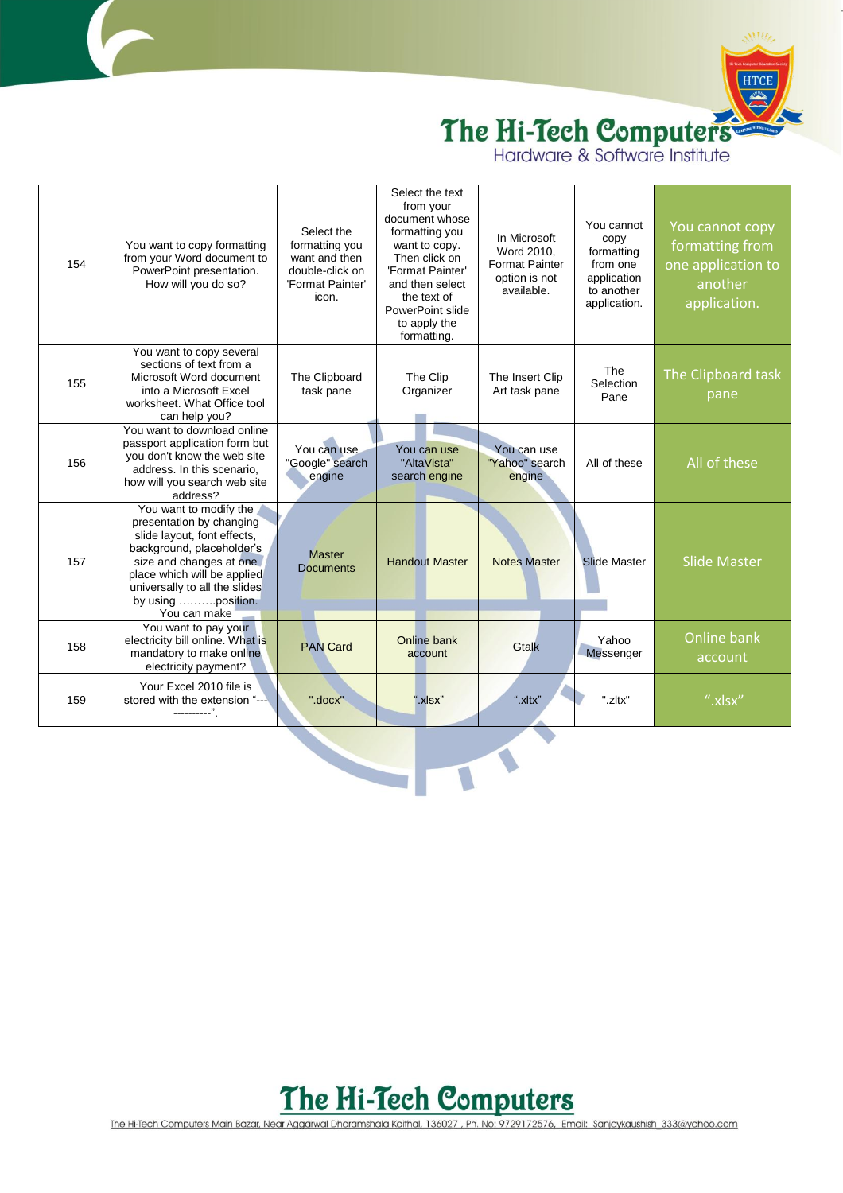| | | | | | | |
|---|---|---|---|---|---|---|
| 154 | You want to copy formatting from your Word document to PowerPoint presentation. How will you do so? | Select the formatting you want and then double-click on 'Format Painter' icon. | Select the text from your document whose formatting you want to copy. Then click on 'Format Painter' and then select the text of PowerPoint slide to apply the formatting. | In Microsoft Word 2010, Format Painter option is not available. | You cannot copy formatting from one application to another application. | You cannot copy formatting from one application to another application. |
| 155 | You want to copy several sections of text from a Microsoft Word document into a Microsoft Excel worksheet. What Office tool can help you? | The Clipboard task pane | The Clip Organizer | The Insert Clip Art task pane | The Selection Pane | The Clipboard task pane |
| 156 | You want to download online passport application form but you don't know the web site address. In this scenario, how will you search web site address? | You can use "Google" search engine | You can use "AltaVista" search engine | You can use "Yahoo" search engine | All of these | All of these |
| 157 | You want to modify the presentation by changing slide layout, font effects, background, placeholder's size and changes at one place which will be applied universally to all the slides by using ……….position. You can make | Master Documents | Handout Master | Notes Master | Slide Master | Slide Master |
| 158 | You want to pay your electricity bill online. What is mandatory to make online electricity payment? | PAN Card | Online bank account | Gtalk | Yahoo Messenger | Online bank account |
| 159 | Your Excel 2010 file is stored with the extension "-------------". | ".docx" | ".xlsx" | ".xltx" | ".zltx" | ".xlsx" |